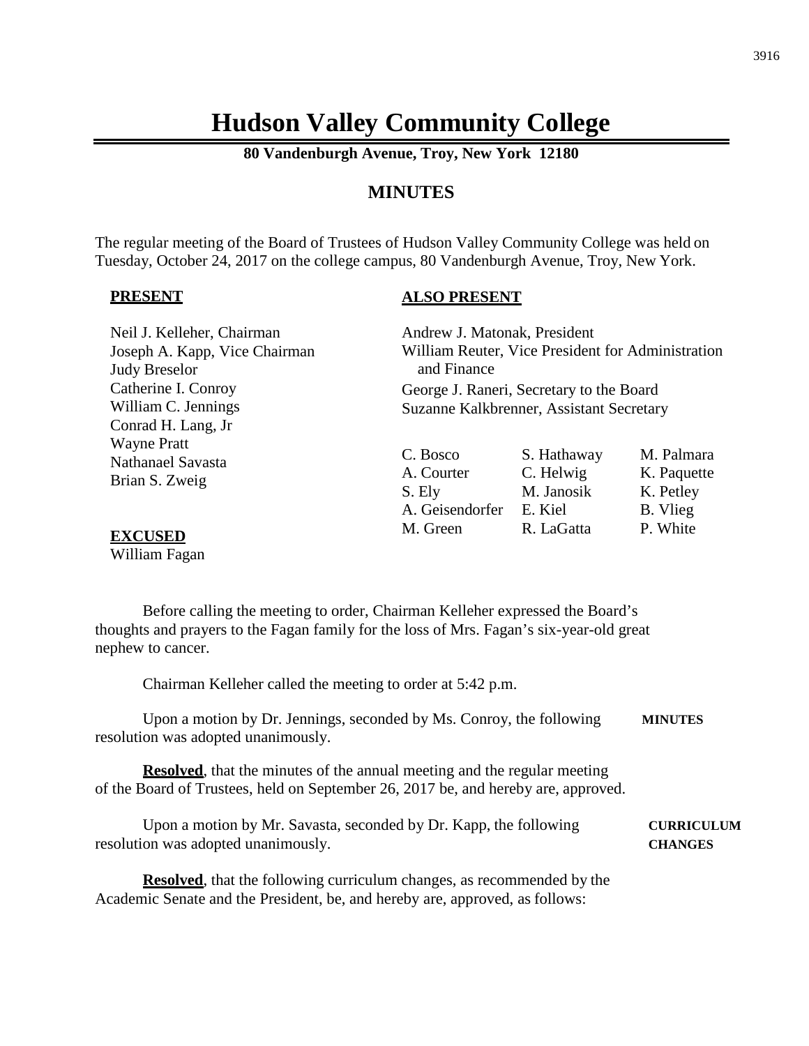# Hudson Valley Community College

**80 Vandenburgh Avenue, Troy, New York 12180**

## MINUTES

The regular meeting of the Board of Trustees of Hudson Valley Community College was held on Tuesday, October 24, 2017 on the college campus, 80 Vandenburgh Avenue, Troy, New York.

**PRESENT**

Neil J. Kelleher, Chairman
Joseph A. Kapp, Vice Chairman
Judy Breselor
Catherine I. Conroy
William C. Jennings
Conrad H. Lang, Jr
Wayne Pratt
Nathanael Savasta
Brian S. Zweig

**EXCUSED**
William Fagan

**ALSO PRESENT**

Andrew J. Matonak, President
William Reuter, Vice President for Administration and Finance
George J. Raneri, Secretary to the Board
Suzanne Kalkbrenner, Assistant Secretary

| | | |
|---|---|---|
| C. Bosco | S. Hathaway | M. Palmara |
| A. Courter | C. Helwig | K. Paquette |
| S. Ely | M. Janosik | K. Petley |
| A. Geisendorfer | E. Kiel | B. Vlieg |
| M. Green | R. LaGatta | P. White |

Before calling the meeting to order, Chairman Kelleher expressed the Board's thoughts and prayers to the Fagan family for the loss of Mrs. Fagan's six-year-old great nephew to cancer.

Chairman Kelleher called the meeting to order at 5:42 p.m.

**MINUTES**

Upon a motion by Dr. Jennings, seconded by Ms. Conroy, the following resolution was adopted unanimously.

**Resolved**, that the minutes of the annual meeting and the regular meeting of the Board of Trustees, held on September 26, 2017 be, and hereby are, approved.

**CURRICULUM CHANGES**

Upon a motion by Mr. Savasta, seconded by Dr. Kapp, the following resolution was adopted unanimously.

**Resolved**, that the following curriculum changes, as recommended by the Academic Senate and the President, be, and hereby are, approved, as follows: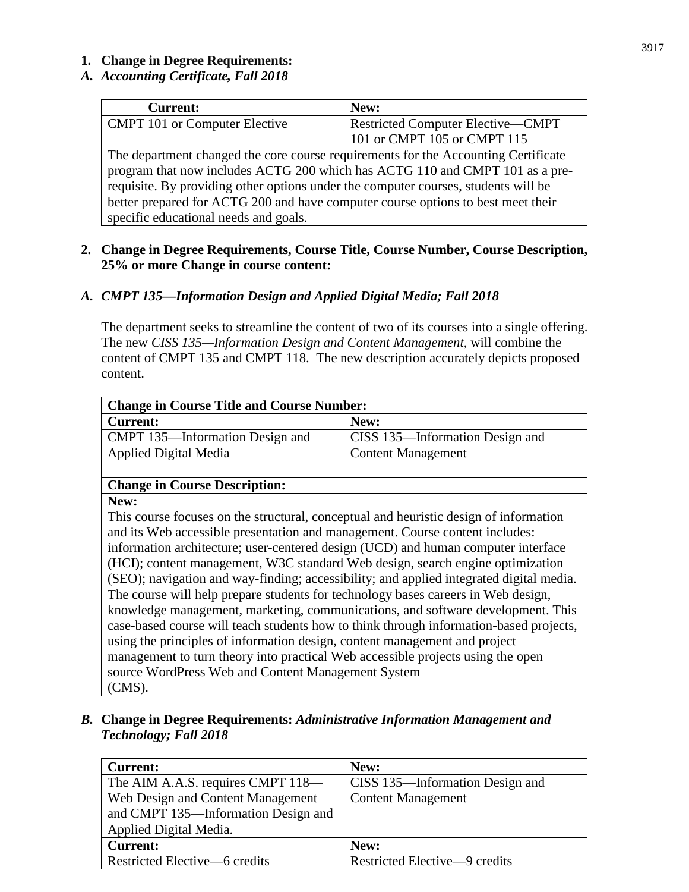**1. Change in Degree Requirements:**

***A. Accounting Certificate, Fall 2018***

| Current: | New: |
|---|---|
| CMPT 101 or Computer Elective | Restricted Computer Elective—CMPT 101 or CMPT 105 or CMPT 115 |
| The department changed the core course requirements for the Accounting Certificate program that now includes ACTG 200 which has ACTG 110 and CMPT 101 as a pre-requisite. By providing other options under the computer courses, students will be better prepared for ACTG 200 and have computer course options to best meet their specific educational needs and goals. | |

**2. Change in Degree Requirements, Course Title, Course Number, Course Description, 25% or more Change in course content:**

***A. CMPT 135—Information Design and Applied Digital Media; Fall 2018***

The department seeks to streamline the content of two of its courses into a single offering. The new *CISS 135—Information Design and Content Management*, will combine the content of CMPT 135 and CMPT 118. The new description accurately depicts proposed content.

| **Change in Course Title and Course Number:** | |
|---|---|
| **Current:** | **New:** |
| CMPT 135—Information Design and Applied Digital Media | CISS 135—Information Design and Content Management |
| | |
| **Change in Course Description:** | |
| **New:** This course focuses on the structural, conceptual and heuristic design of information and its Web accessible presentation and management. Course content includes: information architecture; user-centered design (UCD) and human computer interface (HCI); content management, W3C standard Web design, search engine optimization (SEO); navigation and way-finding; accessibility; and applied integrated digital media. The course will help prepare students for technology bases careers in Web design, knowledge management, marketing, communications, and software development. This case-based course will teach students how to think through information-based projects, using the principles of information design, content management and project management to turn theory into practical Web accessible projects using the open source WordPress Web and Content Management System (CMS). | |

***B.* Change in Degree Requirements: *Administrative Information Management and Technology; Fall 2018***

| Current: | New: |
|---|---|
| The AIM A.A.S. requires CMPT 118—Web Design and Content Management and CMPT 135—Information Design and Applied Digital Media. | CISS 135—Information Design and Content Management |
| **Current:** | **New:** |
| Restricted Elective—6 credits | Restricted Elective—9 credits |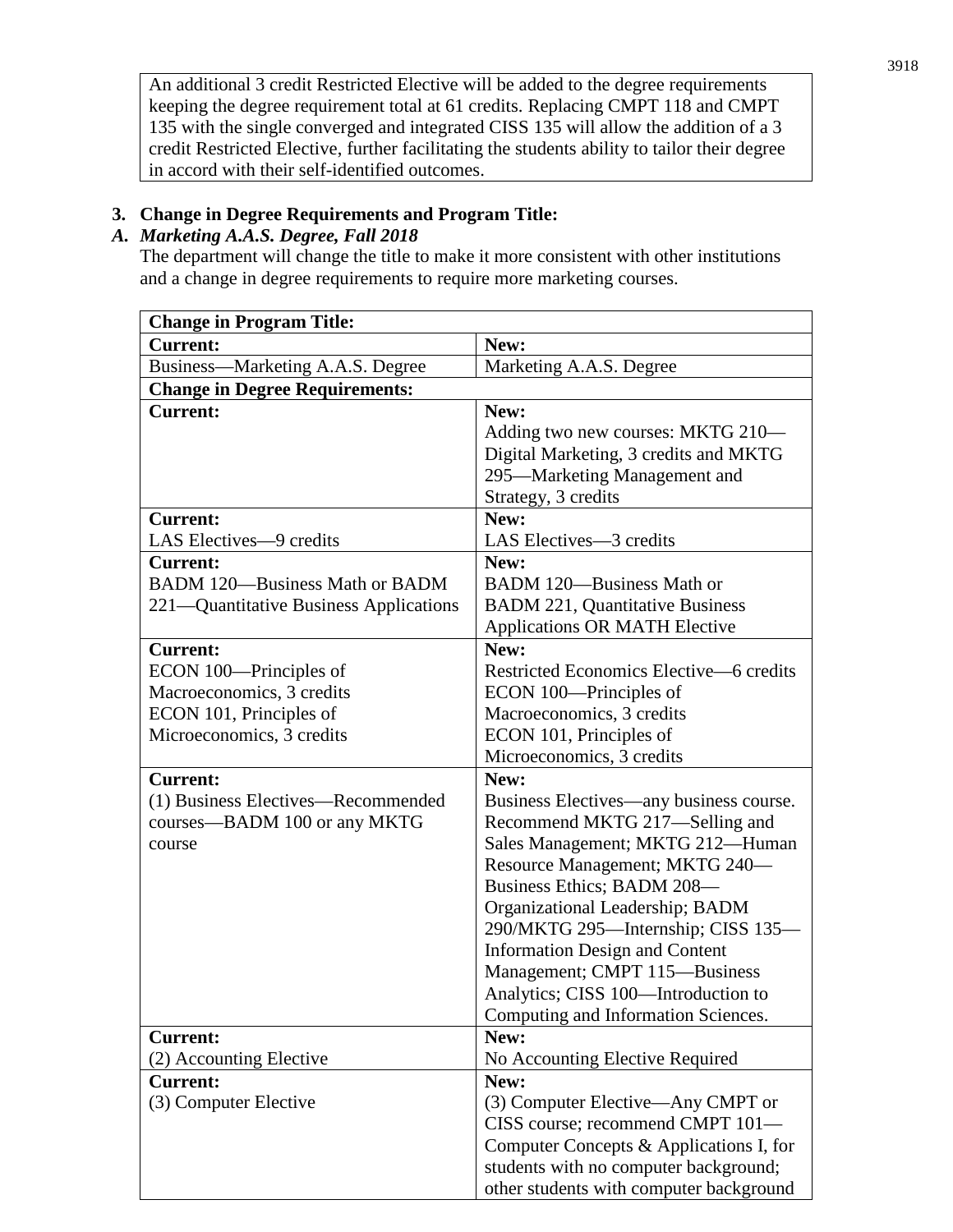| An additional 3 credit Restricted Elective will be added to the degree requirements keeping the degree requirement total at 61 credits. Replacing CMPT 118 and CMPT 135 with the single converged and integrated CISS 135 will allow the addition of a 3 credit Restricted Elective, further facilitating the students ability to tailor their degree in accord with their self-identified outcomes. |
|---|

**3. Change in Degree Requirements and Program Title:**

***A. Marketing A.A.S. Degree, Fall 2018***

The department will change the title to make it more consistent with other institutions and a change in degree requirements to require more marketing courses.

| **Change in Program Title:** | |
|---|---|
| **Current:** | **New:** |
| Business—Marketing A.A.S. Degree | Marketing A.A.S. Degree |
| **Change in Degree Requirements:** | |
| **Current:** | **New:**<br>Adding two new courses: MKTG 210—Digital Marketing, 3 credits and MKTG 295—Marketing Management and Strategy, 3 credits |
| **Current:**<br>LAS Electives—9 credits | **New:**<br>LAS Electives—3 credits |
| **Current:**<br>BADM 120—Business Math or BADM 221—Quantitative Business Applications | **New:**<br>BADM 120—Business Math or BADM 221, Quantitative Business Applications OR MATH Elective |
| **Current:**<br>ECON 100—Principles of Macroeconomics, 3 credits<br>ECON 101, Principles of Microeconomics, 3 credits | **New:**<br>Restricted Economics Elective—6 credits<br>ECON 100—Principles of Macroeconomics, 3 credits<br>ECON 101, Principles of Microeconomics, 3 credits |
| **Current:**<br>(1) Business Electives—Recommended courses—BADM 100 or any MKTG course | **New:**<br>Business Electives—any business course. Recommend MKTG 217—Selling and Sales Management; MKTG 212—Human Resource Management; MKTG 240—Business Ethics; BADM 208—Organizational Leadership; BADM 290/MKTG 295—Internship; CISS 135—Information Design and Content Management; CMPT 115—Business Analytics; CISS 100—Introduction to Computing and Information Sciences. |
| **Current:**<br>(2) Accounting Elective | **New:**<br>No Accounting Elective Required |
| **Current:**<br>(3) Computer Elective | **New:**<br>(3) Computer Elective—Any CMPT or CISS course; recommend CMPT 101—Computer Concepts & Applications I, for students with no computer background; other students with computer background |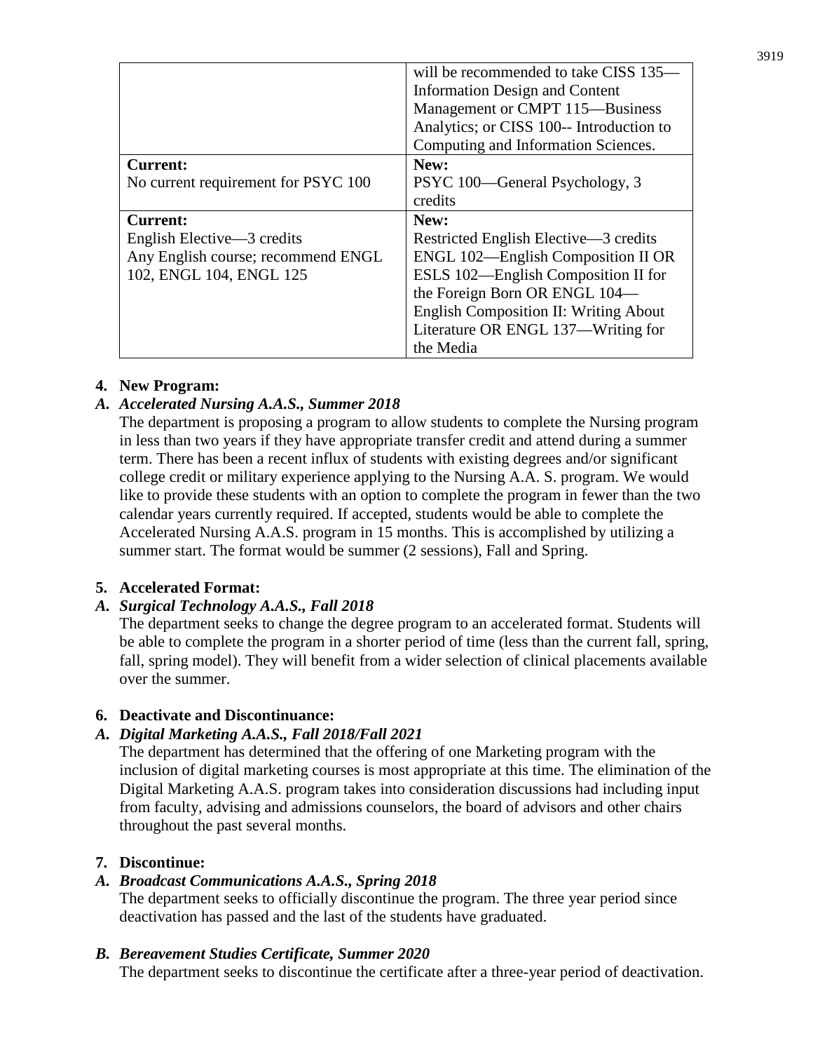| | will be recommended to take CISS 135—Information Design and Content Management or CMPT 115—Business Analytics; or CISS 100-- Introduction to Computing and Information Sciences. |
|---|---|
| **Current:**<br>No current requirement for PSYC 100 | **New:**<br>PSYC 100—General Psychology, 3 credits |
| **Current:**<br>English Elective—3 credits<br>Any English course; recommend ENGL 102, ENGL 104, ENGL 125 | **New:**<br>Restricted English Elective—3 credits<br>ENGL 102—English Composition II OR ESLS 102—English Composition II for the Foreign Born OR ENGL 104—English Composition II: Writing About Literature OR ENGL 137—Writing for the Media |

**4. New Program:**

***A. Accelerated Nursing A.A.S., Summer 2018***

The department is proposing a program to allow students to complete the Nursing program in less than two years if they have appropriate transfer credit and attend during a summer term. There has been a recent influx of students with existing degrees and/or significant college credit or military experience applying to the Nursing A.A. S. program. We would like to provide these students with an option to complete the program in fewer than the two calendar years currently required. If accepted, students would be able to complete the Accelerated Nursing A.A.S. program in 15 months. This is accomplished by utilizing a summer start. The format would be summer (2 sessions), Fall and Spring.

**5. Accelerated Format:**

***A. Surgical Technology A.A.S., Fall 2018***

The department seeks to change the degree program to an accelerated format. Students will be able to complete the program in a shorter period of time (less than the current fall, spring, fall, spring model). They will benefit from a wider selection of clinical placements available over the summer.

**6. Deactivate and Discontinuance:**

***A. Digital Marketing A.A.S., Fall 2018/Fall 2021***

The department has determined that the offering of one Marketing program with the inclusion of digital marketing courses is most appropriate at this time. The elimination of the Digital Marketing A.A.S. program takes into consideration discussions had including input from faculty, advising and admissions counselors, the board of advisors and other chairs throughout the past several months.

**7. Discontinue:**

***A. Broadcast Communications A.A.S., Spring 2018***

The department seeks to officially discontinue the program. The three year period since deactivation has passed and the last of the students have graduated.

***B. Bereavement Studies Certificate, Summer 2020***

The department seeks to discontinue the certificate after a three-year period of deactivation.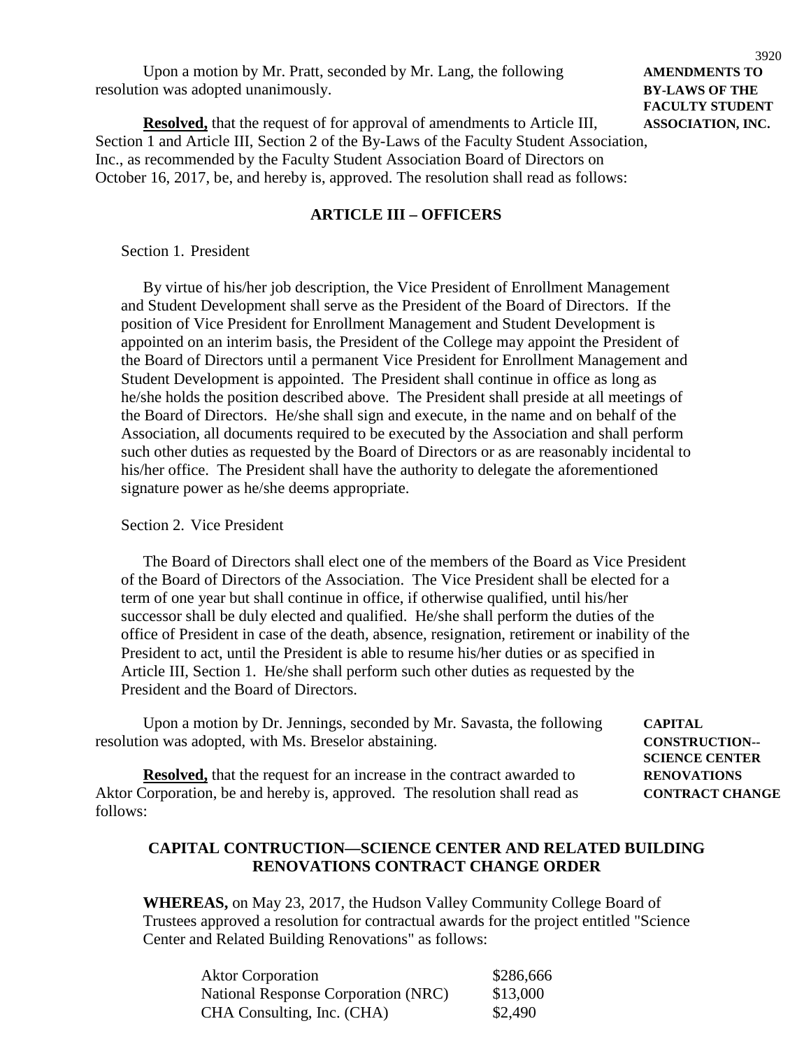Upon a motion by Mr. Pratt, seconded by Mr. Lang, the following resolution was adopted unanimously.

**AMENDMENTS TO BY-LAWS OF THE FACULTY STUDENT ASSOCIATION, INC.**

**Resolved,** that the request of for approval of amendments to Article III, Section 1 and Article III, Section 2 of the By-Laws of the Faculty Student Association, Inc., as recommended by the Faculty Student Association Board of Directors on October 16, 2017, be, and hereby is, approved. The resolution shall read as follows:

## ARTICLE III – OFFICERS

Section 1. President

By virtue of his/her job description, the Vice President of Enrollment Management and Student Development shall serve as the President of the Board of Directors. If the position of Vice President for Enrollment Management and Student Development is appointed on an interim basis, the President of the College may appoint the President of the Board of Directors until a permanent Vice President for Enrollment Management and Student Development is appointed. The President shall continue in office as long as he/she holds the position described above. The President shall preside at all meetings of the Board of Directors. He/she shall sign and execute, in the name and on behalf of the Association, all documents required to be executed by the Association and shall perform such other duties as requested by the Board of Directors or as are reasonably incidental to his/her office. The President shall have the authority to delegate the aforementioned signature power as he/she deems appropriate.

Section 2. Vice President

The Board of Directors shall elect one of the members of the Board as Vice President of the Board of Directors of the Association. The Vice President shall be elected for a term of one year but shall continue in office, if otherwise qualified, until his/her successor shall be duly elected and qualified. He/she shall perform the duties of the office of President in case of the death, absence, resignation, retirement or inability of the President to act, until the President is able to resume his/her duties or as specified in Article III, Section 1. He/she shall perform such other duties as requested by the President and the Board of Directors.

Upon a motion by Dr. Jennings, seconded by Mr. Savasta, the following resolution was adopted, with Ms. Breselor abstaining.

**CAPITAL CONSTRUCTION-- SCIENCE CENTER RENOVATIONS CONTRACT CHANGE**

**Resolved,** that the request for an increase in the contract awarded to Aktor Corporation, be and hereby is, approved. The resolution shall read as follows:

## CAPITAL CONTRUCTION—SCIENCE CENTER AND RELATED BUILDING RENOVATIONS CONTRACT CHANGE ORDER

**WHEREAS,** on May 23, 2017, the Hudson Valley Community College Board of Trustees approved a resolution for contractual awards for the project entitled "Science Center and Related Building Renovations" as follows:

| | |
|---|---|
| Aktor Corporation | $286,666 |
| National Response Corporation (NRC) | $13,000 |
| CHA Consulting, Inc. (CHA) | $2,490 |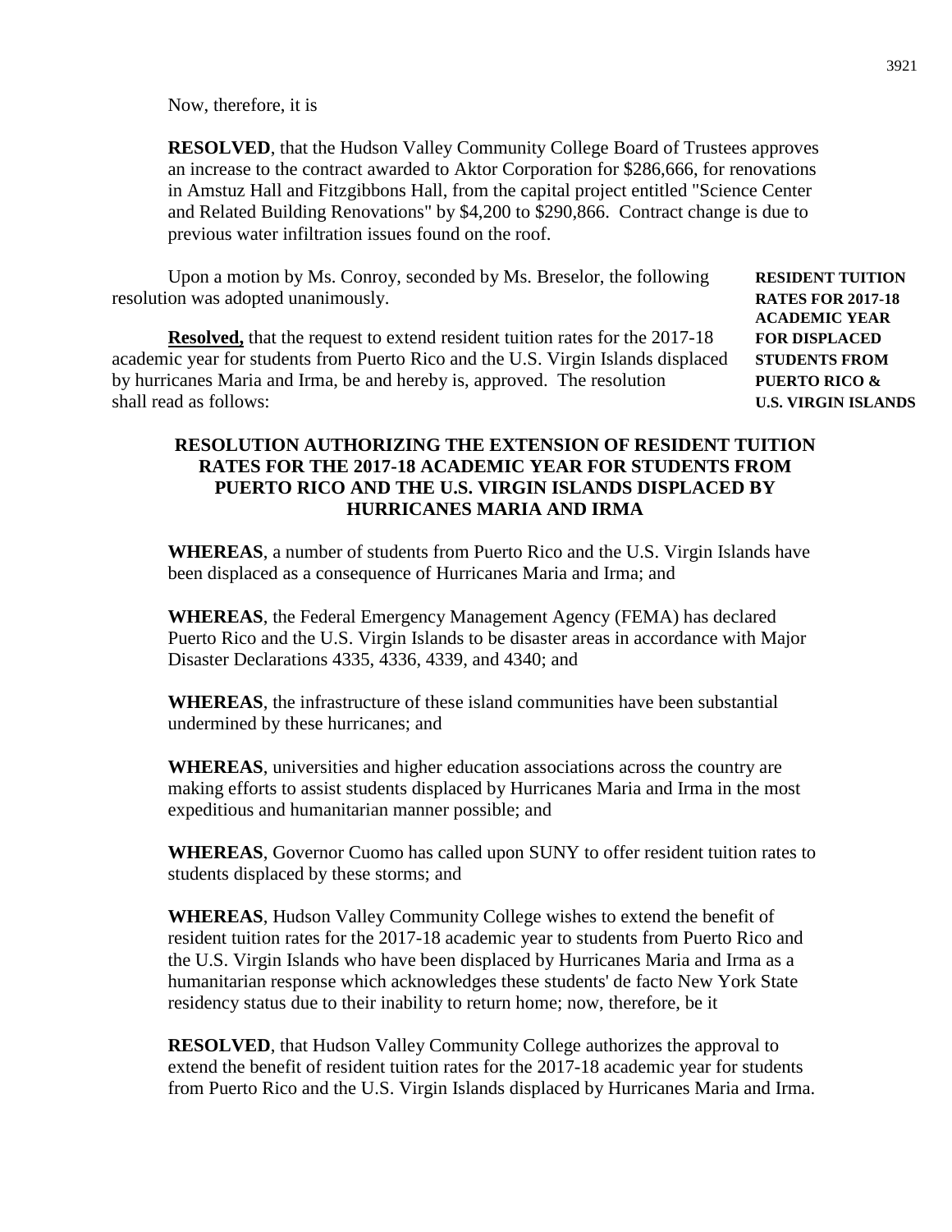Now, therefore, it is

**RESOLVED**, that the Hudson Valley Community College Board of Trustees approves an increase to the contract awarded to Aktor Corporation for $286,666, for renovations in Amstuz Hall and Fitzgibbons Hall, from the capital project entitled "Science Center and Related Building Renovations" by $4,200 to $290,866. Contract change is due to previous water infiltration issues found on the roof.

**RESIDENT TUITION RATES FOR 2017-18 ACADEMIC YEAR FOR DISPLACED STUDENTS FROM PUERTO RICO & U.S. VIRGIN ISLANDS**

Upon a motion by Ms. Conroy, seconded by Ms. Breselor, the following resolution was adopted unanimously.

**Resolved,** that the request to extend resident tuition rates for the 2017-18 academic year for students from Puerto Rico and the U.S. Virgin Islands displaced by hurricanes Maria and Irma, be and hereby is, approved. The resolution shall read as follows:

**RESOLUTION AUTHORIZING THE EXTENSION OF RESIDENT TUITION RATES FOR THE 2017-18 ACADEMIC YEAR FOR STUDENTS FROM PUERTO RICO AND THE U.S. VIRGIN ISLANDS DISPLACED BY HURRICANES MARIA AND IRMA**

**WHEREAS**, a number of students from Puerto Rico and the U.S. Virgin Islands have been displaced as a consequence of Hurricanes Maria and Irma; and

**WHEREAS**, the Federal Emergency Management Agency (FEMA) has declared Puerto Rico and the U.S. Virgin Islands to be disaster areas in accordance with Major Disaster Declarations 4335, 4336, 4339, and 4340; and

**WHEREAS**, the infrastructure of these island communities have been substantial undermined by these hurricanes; and

**WHEREAS**, universities and higher education associations across the country are making efforts to assist students displaced by Hurricanes Maria and Irma in the most expeditious and humanitarian manner possible; and

**WHEREAS**, Governor Cuomo has called upon SUNY to offer resident tuition rates to students displaced by these storms; and

**WHEREAS**, Hudson Valley Community College wishes to extend the benefit of resident tuition rates for the 2017-18 academic year to students from Puerto Rico and the U.S. Virgin Islands who have been displaced by Hurricanes Maria and Irma as a humanitarian response which acknowledges these students' de facto New York State residency status due to their inability to return home; now, therefore, be it

**RESOLVED**, that Hudson Valley Community College authorizes the approval to extend the benefit of resident tuition rates for the 2017-18 academic year for students from Puerto Rico and the U.S. Virgin Islands displaced by Hurricanes Maria and Irma.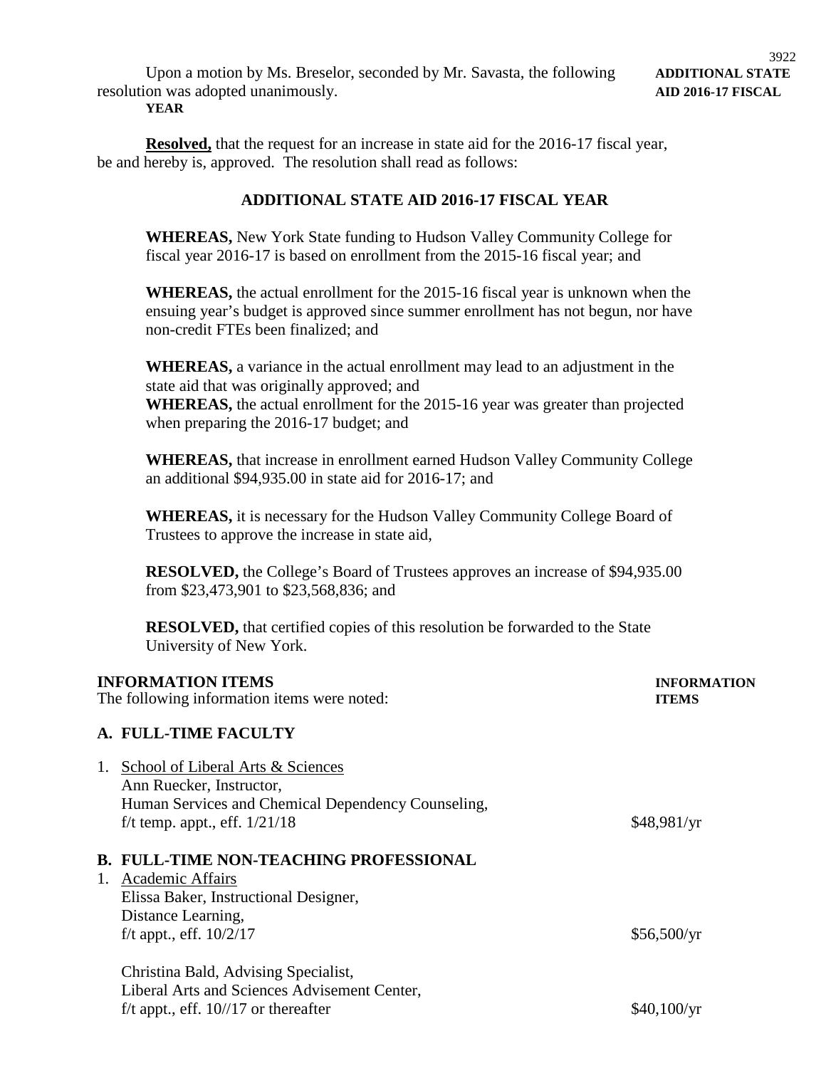Upon a motion by Ms. Breselor, seconded by Mr. Savasta, the following resolution was adopted unanimously.

**ADDITIONAL STATE AID 2016-17 FISCAL YEAR**

**Resolved,** that the request for an increase in state aid for the 2016-17 fiscal year, be and hereby is, approved. The resolution shall read as follows:

**ADDITIONAL STATE AID 2016-17 FISCAL YEAR**

**WHEREAS,** New York State funding to Hudson Valley Community College for fiscal year 2016-17 is based on enrollment from the 2015-16 fiscal year; and

**WHEREAS,** the actual enrollment for the 2015-16 fiscal year is unknown when the ensuing year's budget is approved since summer enrollment has not begun, nor have non-credit FTEs been finalized; and

**WHEREAS,** a variance in the actual enrollment may lead to an adjustment in the state aid that was originally approved; and
**WHEREAS,** the actual enrollment for the 2015-16 year was greater than projected when preparing the 2016-17 budget; and

**WHEREAS,** that increase in enrollment earned Hudson Valley Community College an additional $94,935.00 in state aid for 2016-17; and

**WHEREAS,** it is necessary for the Hudson Valley Community College Board of Trustees to approve the increase in state aid,

**RESOLVED,** the College's Board of Trustees approves an increase of $94,935.00 from $23,473,901 to $23,568,836; and

**RESOLVED,** that certified copies of this resolution be forwarded to the State University of New York.

**INFORMATION ITEMS**

**INFORMATION ITEMS**

The following information items were noted:

**A. FULL-TIME FACULTY**

1. School of Liberal Arts & Sciences
   Ann Ruecker, Instructor,
   Human Services and Chemical Dependency Counseling,
   f/t temp. appt., eff. 1/21/18 — $48,981/yr

**B. FULL-TIME NON-TEACHING PROFESSIONAL**

1. Academic Affairs
   Elissa Baker, Instructional Designer,
   Distance Learning,
   f/t appt., eff. 10/2/17 — $56,500/yr

   Christina Bald, Advising Specialist,
   Liberal Arts and Sciences Advisement Center,
   f/t appt., eff. 10//17 or thereafter — $40,100/yr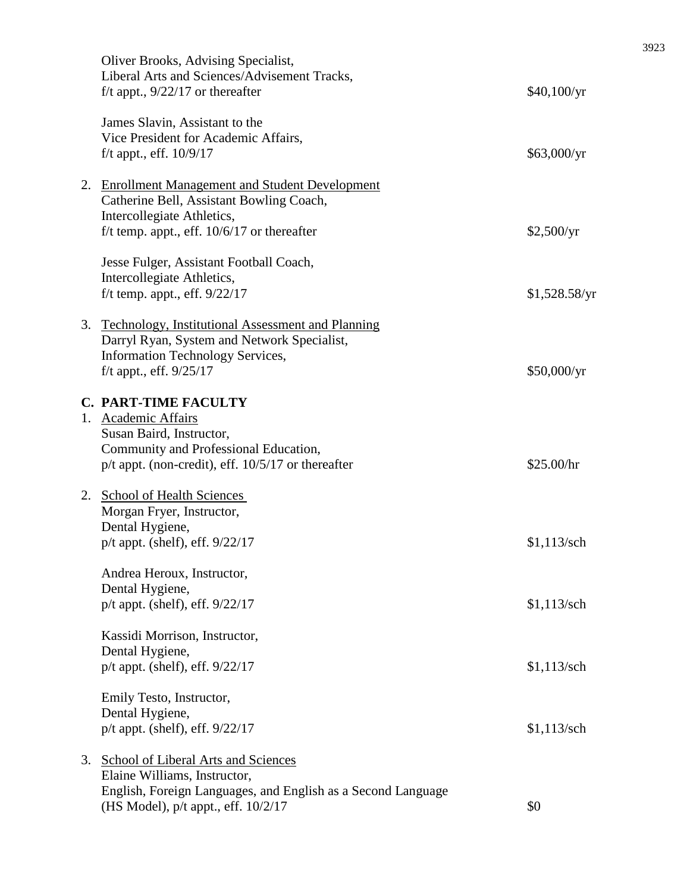Oliver Brooks, Advising Specialist,
Liberal Arts and Sciences/Advisement Tracks,
f/t appt., 9/22/17 or thereafter — $40,100/yr

James Slavin, Assistant to the
Vice President for Academic Affairs,
f/t appt., eff. 10/9/17 — $63,000/yr

2. Enrollment Management and Student Development

Catherine Bell, Assistant Bowling Coach,
Intercollegiate Athletics,
f/t temp. appt., eff. 10/6/17 or thereafter — $2,500/yr

Jesse Fulger, Assistant Football Coach,
Intercollegiate Athletics,
f/t temp. appt., eff. 9/22/17 — $1,528.58/yr

3. Technology, Institutional Assessment and Planning

Darryl Ryan, System and Network Specialist,
Information Technology Services,
f/t appt., eff. 9/25/17 — $50,000/yr

**C. PART-TIME FACULTY**

1. Academic Affairs

Susan Baird, Instructor,
Community and Professional Education,
p/t appt. (non-credit), eff. 10/5/17 or thereafter — $25.00/hr

2. School of Health Sciences

Morgan Fryer, Instructor,
Dental Hygiene,
p/t appt. (shelf), eff. 9/22/17 — $1,113/sch

Andrea Heroux, Instructor,
Dental Hygiene,
p/t appt. (shelf), eff. 9/22/17 — $1,113/sch

Kassidi Morrison, Instructor,
Dental Hygiene,
p/t appt. (shelf), eff. 9/22/17 — $1,113/sch

Emily Testo, Instructor,
Dental Hygiene,
p/t appt. (shelf), eff. 9/22/17 — $1,113/sch

3. School of Liberal Arts and Sciences

Elaine Williams, Instructor,
English, Foreign Languages, and English as a Second Language
(HS Model), p/t appt., eff. 10/2/17 — $0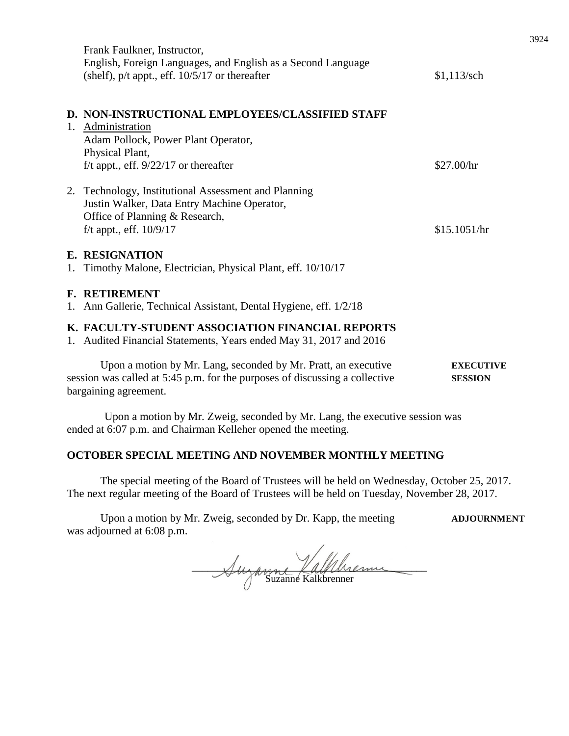Frank Faulkner, Instructor,
English, Foreign Languages, and English as a Second Language
(shelf), p/t appt., eff. 10/5/17 or thereafter $1,113/sch

**D. NON-INSTRUCTIONAL EMPLOYEES/CLASSIFIED STAFF**

1. Administration
   Adam Pollock, Power Plant Operator,
   Physical Plant,
   f/t appt., eff. 9/22/17 or thereafter $27.00/hr

2. Technology, Institutional Assessment and Planning
   Justin Walker, Data Entry Machine Operator,
   Office of Planning & Research,
   f/t appt., eff. 10/9/17 $15.1051/hr

**E. RESIGNATION**

1. Timothy Malone, Electrician, Physical Plant, eff. 10/10/17

**F. RETIREMENT**

1. Ann Gallerie, Technical Assistant, Dental Hygiene, eff. 1/2/18

**K. FACULTY-STUDENT ASSOCIATION FINANCIAL REPORTS**

1. Audited Financial Statements, Years ended May 31, 2017 and 2016

**EXECUTIVE SESSION**

Upon a motion by Mr. Lang, seconded by Mr. Pratt, an executive session was called at 5:45 p.m. for the purposes of discussing a collective bargaining agreement.

Upon a motion by Mr. Zweig, seconded by Mr. Lang, the executive session was ended at 6:07 p.m. and Chairman Kelleher opened the meeting.

**OCTOBER SPECIAL MEETING AND NOVEMBER MONTHLY MEETING**

The special meeting of the Board of Trustees will be held on Wednesday, October 25, 2017. The next regular meeting of the Board of Trustees will be held on Tuesday, November 28, 2017.

**ADJOURNMENT**

Upon a motion by Mr. Zweig, seconded by Dr. Kapp, the meeting was adjourned at 6:08 p.m.

Suzanne Kalkbrenner